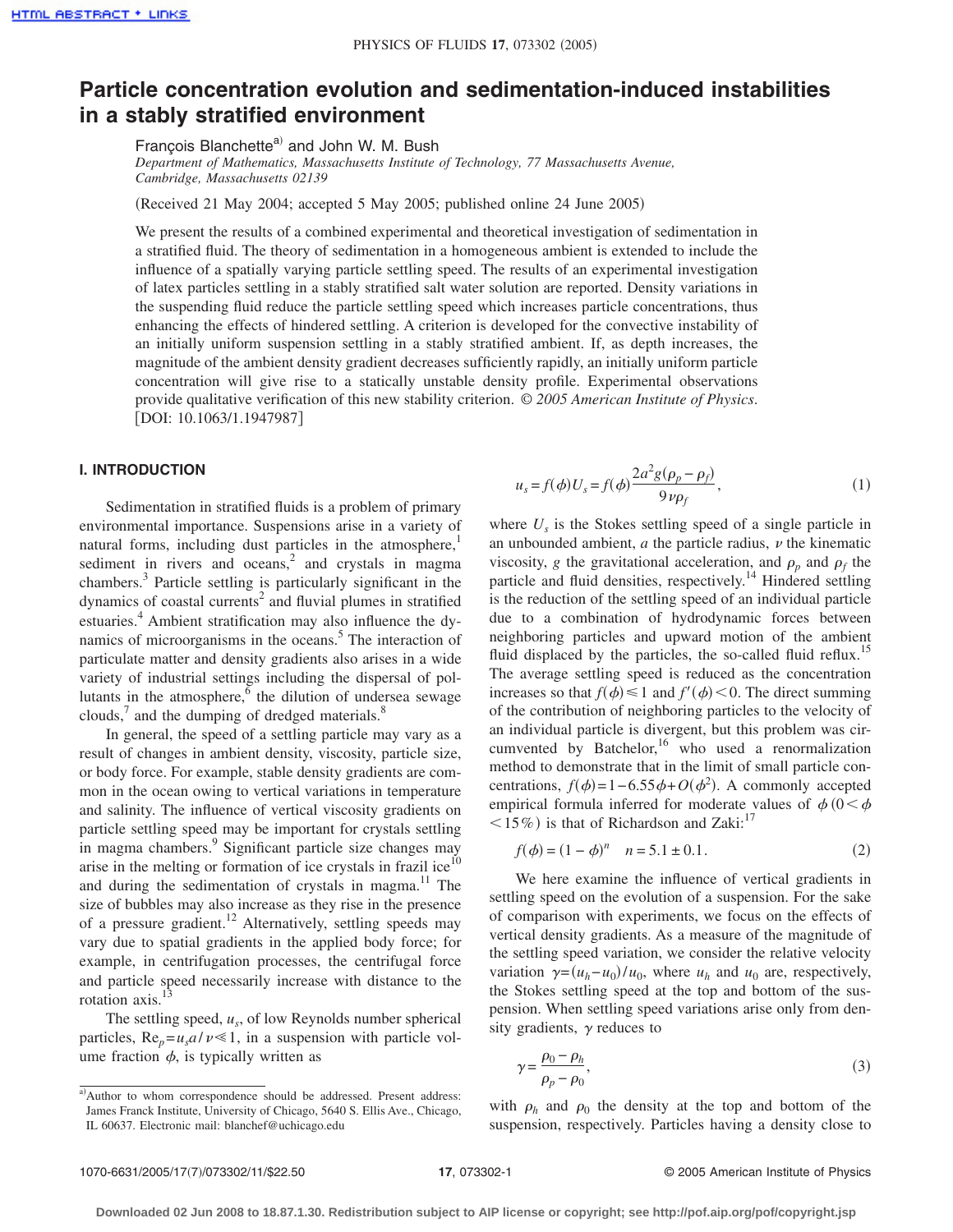# Particle concentration evolution and sedimentation-induced instabilities in a stably stratified environment

François Blanchette[a] and John W. M. Bush

*Department of Mathematics, Massachusetts Institute of Technology, 77 Massachusetts Avenue, Cambridge, Massachusetts 02139*

(Received 21 May 2004; accepted 5 May 2005; published online 24 June 2005)

We present the results of a combined experimental and theoretical investigation of sedimentation in a stratified fluid. The theory of sedimentation in a homogeneous ambient is extended to include the influence of a spatially varying particle settling speed. The results of an experimental investigation of latex particles settling in a stably stratified salt water solution are reported. Density variations in the suspending fluid reduce the particle settling speed which increases particle concentrations, thus enhancing the effects of hindered settling. A criterion is developed for the convective instability of an initially uniform suspension settling in a stably stratified ambient. If, as depth increases, the magnitude of the ambient density gradient decreases sufficiently rapidly, an initially uniform particle concentration will give rise to a statically unstable density profile. Experimental observations provide qualitative verification of this new stability criterion. *© 2005 American Institute of Physics.* [DOI: 10.1063/1.1947987]

## I. INTRODUCTION

Sedimentation in stratified fluids is a problem of primary environmental importance. Suspensions arise in a variety of natural forms, including dust particles in the atmosphere,[1] sediment in rivers and oceans,[2] and crystals in magma chambers.[3] Particle settling is particularly significant in the dynamics of coastal currents[2] and fluvial plumes in stratified estuaries.[4] Ambient stratification may also influence the dynamics of microorganisms in the oceans.[5] The interaction of particulate matter and density gradients also arises in a wide variety of industrial settings including the dispersal of pollutants in the atmosphere,[6] the dilution of undersea sewage clouds,[7] and the dumping of dredged materials.[8]

In general, the speed of a settling particle may vary as a result of changes in ambient density, viscosity, particle size, or body force. For example, stable density gradients are common in the ocean owing to vertical variations in temperature and salinity. The influence of vertical viscosity gradients on particle settling speed may be important for crystals settling in magma chambers.[9] Significant particle size changes may arise in the melting or formation of ice crystals in frazil ice[10] and during the sedimentation of crystals in magma.[11] The size of bubbles may also increase as they rise in the presence of a pressure gradient.[12] Alternatively, settling speeds may vary due to spatial gradients in the applied body force; for example, in centrifugation processes, the centrifugal force and particle speed necessarily increase with distance to the rotation axis.[13]

The settling speed, $u_s$, of low Reynolds number spherical particles, $\mathrm{Re}_p = u_s a/\nu \ll 1$, in a suspension with particle volume fraction $\phi$, is typically written as

$$u_s = f(\phi) U_s = f(\phi) \frac{2a^2 g(\rho_p - \rho_f)}{9\nu\rho_f}, \tag{1}$$

where $U_s$ is the Stokes settling speed of a single particle in an unbounded ambient, $a$ the particle radius, $\nu$ the kinematic viscosity, $g$ the gravitational acceleration, and $\rho_p$ and $\rho_f$ the particle and fluid densities, respectively.[14] Hindered settling is the reduction of the settling speed of an individual particle due to a combination of hydrodynamic forces between neighboring particles and upward motion of the ambient fluid displaced by the particles, the so-called fluid reflux.[15] The average settling speed is reduced as the concentration increases so that $f(\phi) \leq 1$ and $f'(\phi) < 0$. The direct summing of the contribution of neighboring particles to the velocity of an individual particle is divergent, but this problem was circumvented by Batchelor,[16] who used a renormalization method to demonstrate that in the limit of small particle concentrations, $f(\phi) = 1 - 6.55\phi + O(\phi^2)$. A commonly accepted empirical formula inferred for moderate values of $\phi$ $(0 < \phi < 15\%)$ is that of Richardson and Zaki:[17]

$$f(\phi) = (1 - \phi)^n \quad n = 5.1 \pm 0.1. \tag{2}$$

We here examine the influence of vertical gradients in settling speed on the evolution of a suspension. For the sake of comparison with experiments, we focus on the effects of vertical density gradients. As a measure of the magnitude of the settling speed variation, we consider the relative velocity variation $\gamma = (u_h - u_0)/u_0$, where $u_h$ and $u_0$ are, respectively, the Stokes settling speed at the top and bottom of the suspension. When settling speed variations arise only from density gradients, $\gamma$ reduces to

$$\gamma = \frac{\rho_0 - \rho_h}{\rho_p - \rho_0}, \tag{3}$$

with $\rho_h$ and $\rho_0$ the density at the top and bottom of the suspension, respectively. Particles having a density close to

---

[a] Author to whom correspondence should be addressed. Present address: James Franck Institute, University of Chicago, 5640 S. Ellis Ave., Chicago, IL 60637. Electronic mail: blanchef@uchicago.edu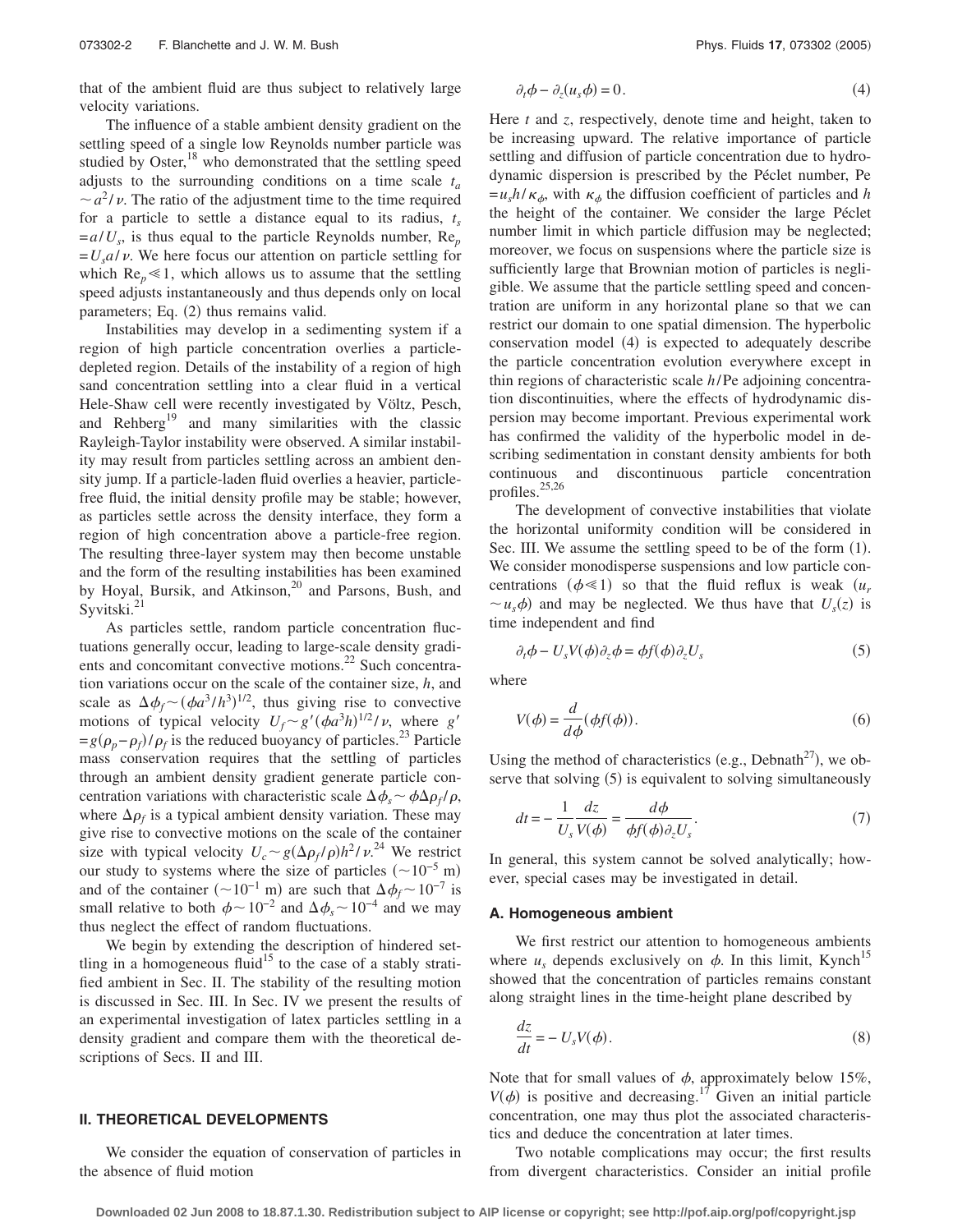that of the ambient fluid are thus subject to relatively large velocity variations.

The influence of a stable ambient density gradient on the settling speed of a single low Reynolds number particle was studied by Oster,[18] who demonstrated that the settling speed adjusts to the surrounding conditions on a time scale $t_a \sim a^2/\nu$. The ratio of the adjustment time to the time required for a particle to settle a distance equal to its radius, $t_s = a/U_s$, is thus equal to the particle Reynolds number, $\mathrm{Re}_p = U_s a/\nu$. We here focus our attention on particle settling for which $\mathrm{Re}_p \ll 1$, which allows us to assume that the settling speed adjusts instantaneously and thus depends only on local parameters; Eq. (2) thus remains valid.

Instabilities may develop in a sedimenting system if a region of high particle concentration overlies a particle-depleted region. Details of the instability of a region of high sand concentration settling into a clear fluid in a vertical Hele-Shaw cell were recently investigated by Völtz, Pesch, and Rehberg[19] and many similarities with the classic Rayleigh-Taylor instability were observed. A similar instability may result from particles settling across an ambient density jump. If a particle-laden fluid overlies a heavier, particle-free fluid, the initial density profile may be stable; however, as particles settle across the density interface, they form a region of high concentration above a particle-free region. The resulting three-layer system may then become unstable and the form of the resulting instabilities has been examined by Hoyal, Bursik, and Atkinson,[20] and Parsons, Bush, and Syvitski.[21]

As particles settle, random particle concentration fluctuations generally occur, leading to large-scale density gradients and concomitant convective motions.[22] Such concentration variations occur on the scale of the container size, $h$, and scale as $\Delta\phi_f \sim (\phi a^3/h^3)^{1/2}$, thus giving rise to convective motions of typical velocity $U_f \sim g'(\phi a^3 h)^{1/2}/\nu$, where $g' = g(\rho_p - \rho_f)/\rho_f$ is the reduced buoyancy of particles.[23] Particle mass conservation requires that the settling of particles through an ambient density gradient generate particle concentration variations with characteristic scale $\Delta\phi_s \sim \phi \Delta\rho_f/\rho$, where $\Delta\rho_f$ is a typical ambient density variation. These may give rise to convective motions on the scale of the container size with typical velocity $U_c \sim g(\Delta\rho_f/\rho)h^2/\nu$.[24] We restrict our study to systems where the size of particles ($\sim 10^{-5}$ m) and of the container ($\sim 10^{-1}$ m) are such that $\Delta\phi_f \sim 10^{-7}$ is small relative to both $\phi \sim 10^{-2}$ and $\Delta\phi_s \sim 10^{-4}$ and we may thus neglect the effect of random fluctuations.

We begin by extending the description of hindered settling in a homogeneous fluid[15] to the case of a stably stratified ambient in Sec. II. The stability of the resulting motion is discussed in Sec. III. In Sec. IV we present the results of an experimental investigation of latex particles settling in a density gradient and compare them with the theoretical descriptions of Secs. II and III.

## II. THEORETICAL DEVELOPMENTS

We consider the equation of conservation of particles in the absence of fluid motion

$$\partial_t \phi - \partial_z (u_s \phi) = 0. \tag{4}$$

Here $t$ and $z$, respectively, denote time and height, taken to be increasing upward. The relative importance of particle settling and diffusion of particle concentration due to hydrodynamic dispersion is prescribed by the Péclet number, $\mathrm{Pe} = u_s h/\kappa_\phi$, with $\kappa_\phi$ the diffusion coefficient of particles and $h$ the height of the container. We consider the large Péclet number limit in which particle diffusion may be neglected; moreover, we focus on suspensions where the particle size is sufficiently large that Brownian motion of particles is negligible. We assume that the particle settling speed and concentration are uniform in any horizontal plane so that we can restrict our domain to one spatial dimension. The hyperbolic conservation model (4) is expected to adequately describe the particle concentration evolution everywhere except in thin regions of characteristic scale $h/\mathrm{Pe}$ adjoining concentration discontinuities, where the effects of hydrodynamic dispersion may become important. Previous experimental work has confirmed the validity of the hyperbolic model in describing sedimentation in constant density ambients for both continuous and discontinuous particle concentration profiles.[25,26]

The development of convective instabilities that violate the horizontal uniformity condition will be considered in Sec. III. We assume the settling speed to be of the form (1). We consider monodisperse suspensions and low particle concentrations ($\phi \ll 1$) so that the fluid reflux is weak ($u_r \sim u_s \phi$) and may be neglected. We thus have that $U_s(z)$ is time independent and find

$$\partial_t \phi - U_s V(\phi) \partial_z \phi = \phi f(\phi) \partial_z U_s \tag{5}$$

where

$$V(\phi) = \frac{d}{d\phi}(\phi f(\phi)). \tag{6}$$

Using the method of characteristics (e.g., Debnath[27]), we observe that solving (5) is equivalent to solving simultaneously

$$dt = -\frac{1}{U_s} \frac{dz}{V(\phi)} = \frac{d\phi}{\phi f(\phi) \partial_z U_s}. \tag{7}$$

In general, this system cannot be solved analytically; however, special cases may be investigated in detail.

### A. Homogeneous ambient

We first restrict our attention to homogeneous ambients where $u_s$ depends exclusively on $\phi$. In this limit, Kynch[15] showed that the concentration of particles remains constant along straight lines in the time-height plane described by

$$\frac{dz}{dt} = -U_s V(\phi). \tag{8}$$

Note that for small values of $\phi$, approximately below 15%, $V(\phi)$ is positive and decreasing.[17] Given an initial particle concentration, one may thus plot the associated characteristics and deduce the concentration at later times.

Two notable complications may occur; the first results from divergent characteristics. Consider an initial profile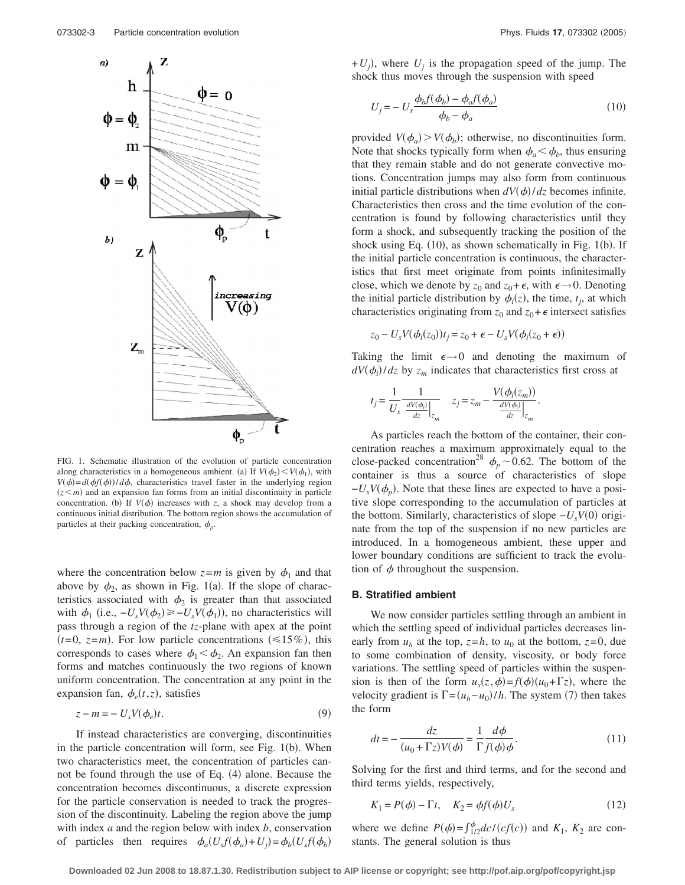FIG. 1. Schematic illustration of the evolution of particle concentration along characteristics in a homogeneous ambient. (a) If $V(\phi_2) < V(\phi_1)$, with $V(\phi) = d(\phi f(\phi))/d\phi$, characteristics travel faster in the underlying region ($z < m$) and an expansion fan forms from an initial discontinuity in particle concentration. (b) If $V(\phi)$ increases with $z$, a shock may develop from a continuous initial distribution. The bottom region shows the accumulation of particles at their packing concentration, $\phi_p$.

where the concentration below $z = m$ is given by $\phi_1$ and that above by $\phi_2$, as shown in Fig. 1(a). If the slope of characteristics associated with $\phi_2$ is greater than that associated with $\phi_1$ (i.e., $-U_s V(\phi_2) \geq -U_s V(\phi_1)$), no characteristics will pass through a region of the $tz$-plane with apex at the point ($t = 0$, $z = m$). For low particle concentrations ($\leq 15\%$), this corresponds to cases where $\phi_1 < \phi_2$. An expansion fan then forms and matches continuously the two regions of known uniform concentration. The concentration at any point in the expansion fan, $\phi_e(t, z)$, satisfies

$$z - m = -U_s V(\phi_e) t. \tag{9}$$

If instead characteristics are converging, discontinuities in the particle concentration will form, see Fig. 1(b). When two characteristics meet, the concentration of particles cannot be found through the use of Eq. (4) alone. Because the concentration becomes discontinuous, a discrete expression for the particle conservation is needed to track the progression of the discontinuity. Labeling the region above the jump with index $a$ and the region below with index $b$, conservation of particles then requires $\phi_a(U_s f(\phi_a) + U_j) = \phi_b(U_s f(\phi_b) + U_j)$, where $U_j$ is the propagation speed of the jump. The shock thus moves through the suspension with speed

$$U_j = -U_s \frac{\phi_b f(\phi_b) - \phi_a f(\phi_a)}{\phi_b - \phi_a} \tag{10}$$

provided $V(\phi_a) > V(\phi_b)$; otherwise, no discontinuities form. Note that shocks typically form when $\phi_a < \phi_b$, thus ensuring that they remain stable and do not generate convective motions. Concentration jumps may also form from continuous initial particle distributions when $dV(\phi)/dz$ becomes infinite. Characteristics then cross and the time evolution of the concentration is found by following characteristics until they form a shock, and subsequently tracking the position of the shock using Eq. (10), as shown schematically in Fig. 1(b). If the initial particle concentration is continuous, the characteristics that first meet originate from points infinitesimally close, which we denote by $z_0$ and $z_0 + \epsilon$, with $\epsilon \to 0$. Denoting the initial particle distribution by $\phi_i(z)$, the time, $t_j$, at which characteristics originating from $z_0$ and $z_0 + \epsilon$ intersect satisfies

$$z_0 - U_s V(\phi_i(z_0)) t_j = z_0 + \epsilon - U_s V(\phi_i(z_0 + \epsilon))$$

Taking the limit $\epsilon \to 0$ and denoting the maximum of $dV(\phi_i)/dz$ by $z_m$ indicates that characteristics first cross at

$$t_j = \frac{1}{U_s} \frac{1}{\left.\frac{dV(\phi_i)}{dz}\right|_{z_m}} \quad z_j = z_m - \frac{V(\phi_i(z_m))}{\left.\frac{dV(\phi_i)}{dz}\right|_{z_m}}.$$

As particles reach the bottom of the container, their concentration reaches a maximum approximately equal to the close-packed concentration[28] $\phi_p \sim 0.62$. The bottom of the container is thus a source of characteristics of slope $-U_s V(\phi_p)$. Note that these lines are expected to have a positive slope corresponding to the accumulation of particles at the bottom. Similarly, characteristics of slope $-U_s V(0)$ originate from the top of the suspension if no new particles are introduced. In a homogeneous ambient, these upper and lower boundary conditions are sufficient to track the evolution of $\phi$ throughout the suspension.

### B. Stratified ambient

We now consider particles settling through an ambient in which the settling speed of individual particles decreases linearly from $u_h$ at the top, $z = h$, to $u_0$ at the bottom, $z = 0$, due to some combination of density, viscosity, or body force variations. The settling speed of particles within the suspension is then of the form $u_s(z, \phi) = f(\phi)(u_0 + \Gamma z)$, where the velocity gradient is $\Gamma = (u_h - u_0)/h$. The system (7) then takes the form

$$dt = -\frac{dz}{(u_0 + \Gamma z) V(\phi)} = \frac{1}{\Gamma} \frac{d\phi}{f(\phi)\phi}. \tag{11}$$

Solving for the first and third terms, and for the second and third terms yields, respectively,

$$K_1 = P(\phi) - \Gamma t, \quad K_2 = \phi f(\phi) U_s \tag{12}$$

where we define $P(\phi) = \int_{1/2}^{\phi} dc/(c f(c))$ and $K_1$, $K_2$ are constants. The general solution is thus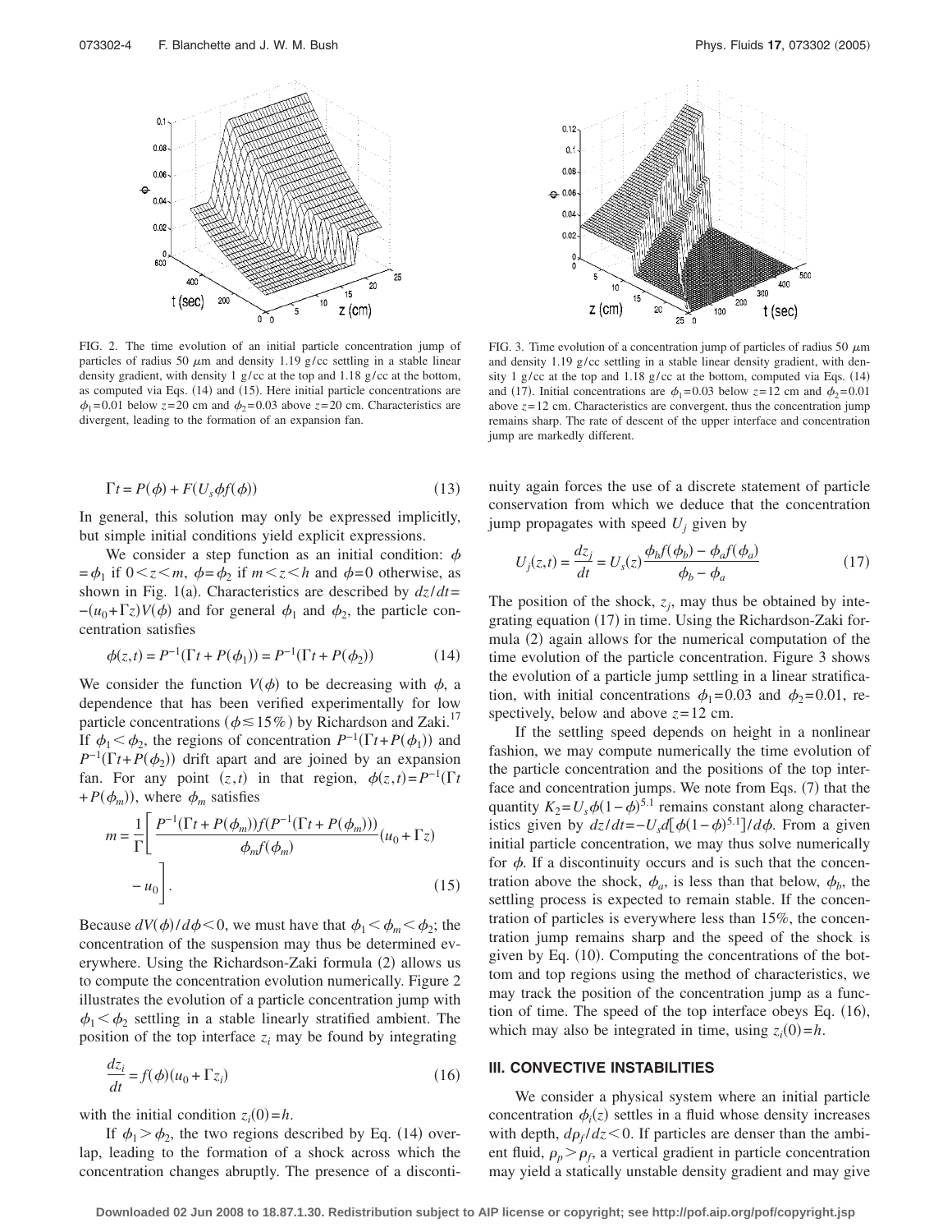FIG. 2. The time evolution of an initial particle concentration jump of particles of radius 50 $\mu$m and density 1.19 g/cc settling in a stable linear density gradient, with density 1 g/cc at the top and 1.18 g/cc at the bottom, as computed via Eqs. (14) and (15). Here initial particle concentrations are $\phi_1=0.01$ below $z=20$ cm and $\phi_2=0.03$ above $z=20$ cm. Characteristics are divergent, leading to the formation of an expansion fan.

FIG. 3. Time evolution of a concentration jump of particles of radius 50 $\mu$m and density 1.19 g/cc settling in a stable linear density gradient, with density 1 g/cc at the top and 1.18 g/cc at the bottom, computed via Eqs. (14) and (17). Initial concentrations are $\phi_1=0.03$ below $z=12$ cm and $\phi_2=0.01$ above $z=12$ cm. Characteristics are convergent, thus the concentration jump remains sharp. The rate of descent of the upper interface and concentration jump are markedly different.

$$\Gamma t = P(\phi) + F(U_s \phi f(\phi)) \tag{13}$$

In general, this solution may only be expressed implicitly, but simple initial conditions yield explicit expressions.

We consider a step function as an initial condition: $\phi=\phi_1$ if $0<z<m$, $\phi=\phi_2$ if $m<z<h$ and $\phi=0$ otherwise, as shown in Fig. 1(a). Characteristics are described by $dz/dt=-(u_0+\Gamma z)V(\phi)$ and for general $\phi_1$ and $\phi_2$, the particle concentration satisfies

$$\phi(z,t) = P^{-1}(\Gamma t + P(\phi_1)) = P^{-1}(\Gamma t + P(\phi_2)) \tag{14}$$

We consider the function $V(\phi)$ to be decreasing with $\phi$, a dependence that has been verified experimentally for low particle concentrations ($\phi \lesssim 15\%$) by Richardson and Zaki.[17] If $\phi_1 < \phi_2$, the regions of concentration $P^{-1}(\Gamma t + P(\phi_1))$ and $P^{-1}(\Gamma t + P(\phi_2))$ drift apart and are joined by an expansion fan. For any point $(z,t)$ in that region, $\phi(z,t)=P^{-1}(\Gamma t + P(\phi_m))$, where $\phi_m$ satisfies

$$m = \frac{1}{\Gamma}\left[\frac{P^{-1}(\Gamma t + P(\phi_m)) f(P^{-1}(\Gamma t + P(\phi_m)))}{\phi_m f(\phi_m)}(u_0+\Gamma z) - u_0\right]. \tag{15}$$

Because $dV(\phi)/d\phi<0$, we must have that $\phi_1<\phi_m<\phi_2$; the concentration of the suspension may thus be determined everywhere. Using the Richardson-Zaki formula (2) allows us to compute the concentration evolution numerically. Figure 2 illustrates the evolution of a particle concentration jump with $\phi_1<\phi_2$ settling in a stable linearly stratified ambient. The position of the top interface $z_i$ may be found by integrating

$$\frac{dz_i}{dt} = f(\phi)(u_0+\Gamma z_i) \tag{16}$$

with the initial condition $z_i(0)=h$.

If $\phi_1 > \phi_2$, the two regions described by Eq. (14) overlap, leading to the formation of a shock across which the concentration changes abruptly. The presence of a discontinuity again forces the use of a discrete statement of particle conservation from which we deduce that the concentration jump propagates with speed $U_j$ given by

$$U_j(z,t) = \frac{dz_j}{dt} = U_s(z)\frac{\phi_b f(\phi_b) - \phi_a f(\phi_a)}{\phi_b - \phi_a} \tag{17}$$

The position of the shock, $z_j$, may thus be obtained by integrating equation (17) in time. Using the Richardson-Zaki formula (2) again allows for the numerical computation of the time evolution of the particle concentration. Figure 3 shows the evolution of a particle jump settling in a linear stratification, with initial concentrations $\phi_1=0.03$ and $\phi_2=0.01$, respectively, below and above $z=12$ cm.

If the settling speed depends on height in a nonlinear fashion, we may compute numerically the time evolution of the particle concentration and the positions of the top interface and concentration jumps. We note from Eqs. (7) that the quantity $K_2=U_s\phi(1-\phi)^{5.1}$ remains constant along characteristics given by $dz/dt=-U_s d[\phi(1-\phi)^{5.1}]/d\phi$. From a given initial particle concentration, we may thus solve numerically for $\phi$. If a discontinuity occurs and is such that the concentration above the shock, $\phi_a$, is less than that below, $\phi_b$, the settling process is expected to remain stable. If the concentration of particles is everywhere less than 15%, the concentration jump remains sharp and the speed of the shock is given by Eq. (10). Computing the concentrations of the bottom and top regions using the method of characteristics, we may track the position of the concentration jump as a function of time. The speed of the top interface obeys Eq. (16), which may also be integrated in time, using $z_i(0)=h$.

## III. CONVECTIVE INSTABILITIES

We consider a physical system where an initial particle concentration $\phi_i(z)$ settles in a fluid whose density increases with depth, $d\rho_f/dz<0$. If particles are denser than the ambient fluid, $\rho_p>\rho_f$, a vertical gradient in particle concentration may yield a statically unstable density gradient and may give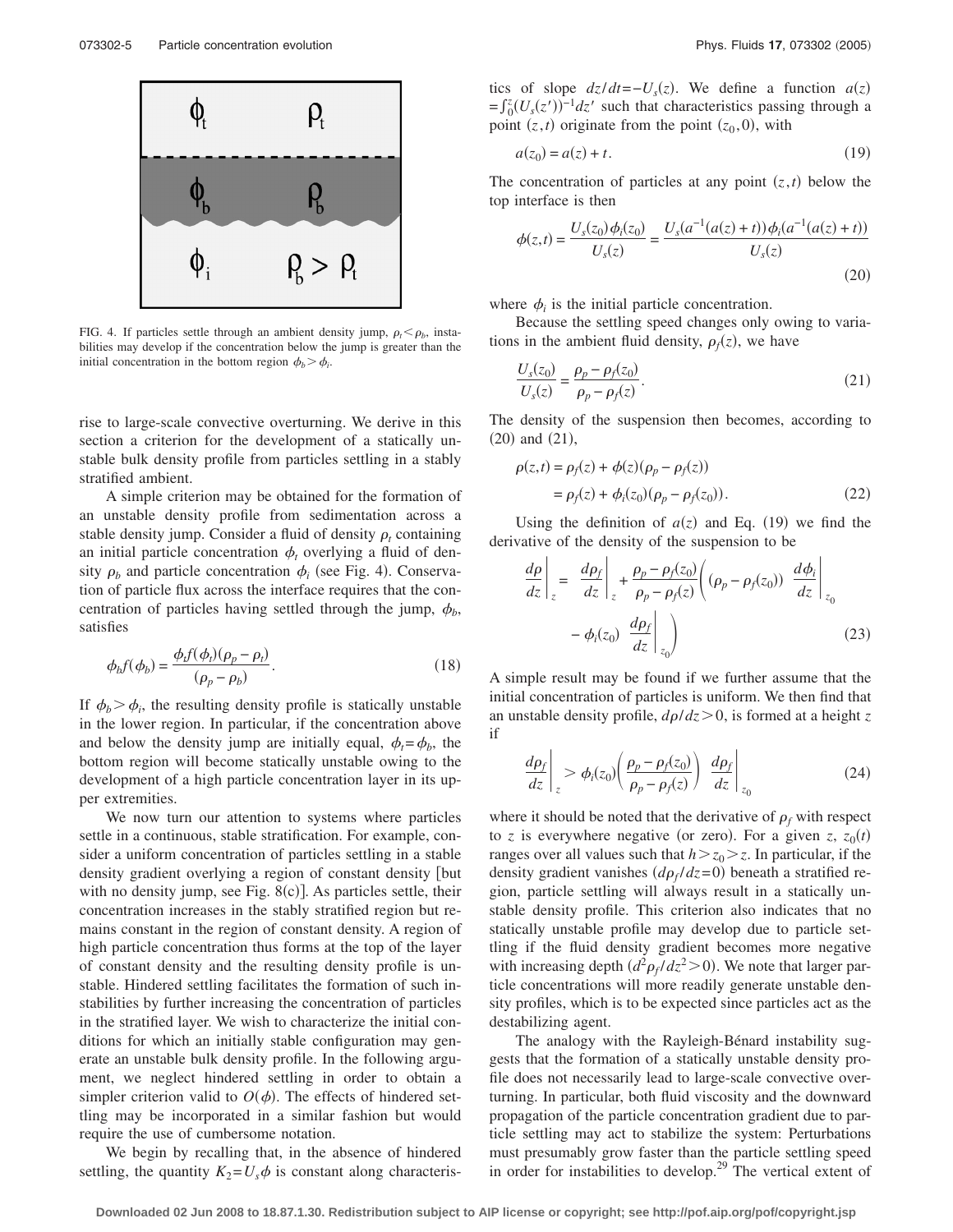FIG. 4. If particles settle through an ambient density jump, $\rho_t < \rho_b$, instabilities may develop if the concentration below the jump is greater than the initial concentration in the bottom region $\phi_b > \phi_i$.

rise to large-scale convective overturning. We derive in this section a criterion for the development of a statically unstable bulk density profile from particles settling in a stably stratified ambient.

A simple criterion may be obtained for the formation of an unstable density profile from sedimentation across a stable density jump. Consider a fluid of density $\rho_t$ containing an initial particle concentration $\phi_t$ overlying a fluid of density $\rho_b$ and particle concentration $\phi_i$ (see Fig. 4). Conservation of particle flux across the interface requires that the concentration of particles having settled through the jump, $\phi_b$, satisfies

$$\phi_b f(\phi_b) = \frac{\phi_t f(\phi_t)(\rho_p - \rho_t)}{(\rho_p - \rho_b)}. \tag{18}$$

If $\phi_b > \phi_i$, the resulting density profile is statically unstable in the lower region. In particular, if the concentration above and below the density jump are initially equal, $\phi_t = \phi_b$, the bottom region will become statically unstable owing to the development of a high particle concentration layer in its upper extremities.

We now turn our attention to systems where particles settle in a continuous, stable stratification. For example, consider a uniform concentration of particles settling in a stable density gradient overlying a region of constant density [but with no density jump, see Fig. 8(c)]. As particles settle, their concentration increases in the stably stratified region but remains constant in the region of constant density. A region of high particle concentration thus forms at the top of the layer of constant density and the resulting density profile is unstable. Hindered settling facilitates the formation of such instabilities by further increasing the concentration of particles in the stratified layer. We wish to characterize the initial conditions for which an initially stable configuration may generate an unstable bulk density profile. In the following argument, we neglect hindered settling in order to obtain a simpler criterion valid to $O(\phi)$. The effects of hindered settling may be incorporated in a similar fashion but would require the use of cumbersome notation.

We begin by recalling that, in the absence of hindered settling, the quantity $K_2 = U_s \phi$ is constant along characteristics of slope $dz/dt = -U_s(z)$. We define a function $a(z) = \int_0^z (U_s(z'))^{-1} dz'$ such that characteristics passing through a point $(z,t)$ originate from the point $(z_0, 0)$, with

$$a(z_0) = a(z) + t. \tag{19}$$

The concentration of particles at any point $(z,t)$ below the top interface is then

$$\phi(z,t) = \frac{U_s(z_0)\phi_i(z_0)}{U_s(z)} = \frac{U_s(a^{-1}(a(z)+t))\phi_i(a^{-1}(a(z)+t))}{U_s(z)} \tag{20}$$

where $\phi_i$ is the initial particle concentration.

Because the settling speed changes only owing to variations in the ambient fluid density, $\rho_f(z)$, we have

$$\frac{U_s(z_0)}{U_s(z)} = \frac{\rho_p - \rho_f(z_0)}{\rho_p - \rho_f(z)}. \tag{21}$$

The density of the suspension then becomes, according to (20) and (21),

$$\begin{aligned}\rho(z,t) &= \rho_f(z) + \phi(z)(\rho_p - \rho_f(z)) \\ &= \rho_f(z) + \phi_i(z_0)(\rho_p - \rho_f(z_0)).\end{aligned} \tag{22}$$

Using the definition of $a(z)$ and Eq. (19) we find the derivative of the density of the suspension to be

$$\left.\frac{d\rho}{dz}\right|_z = \left.\frac{d\rho_f}{dz}\right|_z + \frac{\rho_p - \rho_f(z_0)}{\rho_p - \rho_f(z)}\left((\rho_p - \rho_f(z_0))\left.\frac{d\phi_i}{dz}\right|_{z_0} - \phi_i(z_0)\left.\frac{d\rho_f}{dz}\right|_{z_0}\right) \tag{23}$$

A simple result may be found if we further assume that the initial concentration of particles is uniform. We then find that an unstable density profile, $d\rho/dz > 0$, is formed at a height $z$ if

$$\left.\frac{d\rho_f}{dz}\right|_z > \phi_i(z_0)\left(\frac{\rho_p - \rho_f(z_0)}{\rho_p - \rho_f(z)}\right)\left.\frac{d\rho_f}{dz}\right|_{z_0} \tag{24}$$

where it should be noted that the derivative of $\rho_f$ with respect to $z$ is everywhere negative (or zero). For a given $z$, $z_0(t)$ ranges over all values such that $h > z_0 > z$. In particular, if the density gradient vanishes $(d\rho_f/dz = 0)$ beneath a stratified region, particle settling will always result in a statically unstable density profile. This criterion also indicates that no statically unstable profile may develop due to particle settling if the fluid density gradient becomes more negative with increasing depth $(d^2\rho_f/dz^2 > 0)$. We note that larger particle concentrations will more readily generate unstable density profiles, which is to be expected since particles act as the destabilizing agent.

The analogy with the Rayleigh-Bénard instability suggests that the formation of a statically unstable density profile does not necessarily lead to large-scale convective overturning. In particular, both fluid viscosity and the downward propagation of the particle concentration gradient due to particle settling may act to stabilize the system: Perturbations must presumably grow faster than the particle settling speed in order for instabilities to develop.[29] The vertical extent of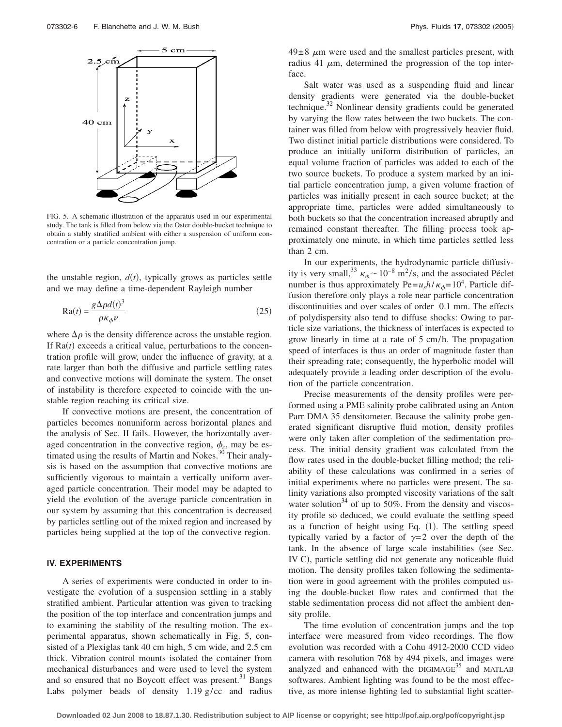FIG. 5. A schematic illustration of the apparatus used in our experimental study. The tank is filled from below via the Oster double-bucket technique to obtain a stably stratified ambient with either a suspension of uniform concentration or a particle concentration jump.

the unstable region, $d(t)$, typically grows as particles settle and we may define a time-dependent Rayleigh number

$$\mathrm{Ra}(t) = \frac{g\Delta\rho d(t)^3}{\rho\kappa_\phi\nu} \tag{25}$$

where $\Delta\rho$ is the density difference across the unstable region. If $\mathrm{Ra}(t)$ exceeds a critical value, perturbations to the concentration profile will grow, under the influence of gravity, at a rate larger than both the diffusive and particle settling rates and convective motions will dominate the system. The onset of instability is therefore expected to coincide with the unstable region reaching its critical size.

If convective motions are present, the concentration of particles becomes nonuniform across horizontal planes and the analysis of Sec. II fails. However, the horizontally averaged concentration in the convective region, $\phi_c$, may be estimated using the results of Martin and Nokes.[30] Their analysis is based on the assumption that convective motions are sufficiently vigorous to maintain a vertically uniform averaged particle concentration. Their model may be adapted to yield the evolution of the average particle concentration in our system by assuming that this concentration is decreased by particles settling out of the mixed region and increased by particles being supplied at the top of the convective region.

## IV. EXPERIMENTS

A series of experiments were conducted in order to investigate the evolution of a suspension settling in a stably stratified ambient. Particular attention was given to tracking the position of the top interface and concentration jumps and to examining the stability of the resulting motion. The experimental apparatus, shown schematically in Fig. 5, consisted of a Plexiglas tank 40 cm high, 5 cm wide, and 2.5 cm thick. Vibration control mounts isolated the container from mechanical disturbances and were used to level the system and so ensured that no Boycott effect was present.[31] Bangs Labs polymer beads of density 1.19 g/cc and radius $49\pm8$ $\mu$m were used and the smallest particles present, with radius 41 $\mu$m, determined the progression of the top interface.

Salt water was used as a suspending fluid and linear density gradients were generated via the double-bucket technique.[32] Nonlinear density gradients could be generated by varying the flow rates between the two buckets. The container was filled from below with progressively heavier fluid. Two distinct initial particle distributions were considered. To produce an initially uniform distribution of particles, an equal volume fraction of particles was added to each of the two source buckets. To produce a system marked by an initial particle concentration jump, a given volume fraction of particles was initially present in each source bucket; at the appropriate time, particles were added simultaneously to both buckets so that the concentration increased abruptly and remained constant thereafter. The filling process took approximately one minute, in which time particles settled less than 2 cm.

In our experiments, the hydrodynamic particle diffusivity is very small,[33] $\kappa_\phi \sim 10^{-8}$ m$^2$/s, and the associated Péclet number is thus approximately $\mathrm{Pe}=u_s h/\kappa_\phi = 10^4$. Particle diffusion therefore only plays a role near particle concentration discontinuities and over scales of order 0.1 mm. The effects of polydispersity also tend to diffuse shocks: Owing to particle size variations, the thickness of interfaces is expected to grow linearly in time at a rate of 5 cm/h. The propagation speed of interfaces is thus an order of magnitude faster than their spreading rate; consequently, the hyperbolic model will adequately provide a leading order description of the evolution of the particle concentration.

Precise measurements of the density profiles were performed using a PME salinity probe calibrated using an Anton Parr DMA 35 densitometer. Because the salinity probe generated significant disruptive fluid motion, density profiles were only taken after completion of the sedimentation process. The initial density gradient was calculated from the flow rates used in the double-bucket filling method; the reliability of these calculations was confirmed in a series of initial experiments where no particles were present. The salinity variations also prompted viscosity variations of the salt water solution[34] of up to 50%. From the density and viscosity profile so deduced, we could evaluate the settling speed as a function of height using Eq. (1). The settling speed typically varied by a factor of $\gamma=2$ over the depth of the tank. In the absence of large scale instabilities (see Sec. IV C), particle settling did not generate any noticeable fluid motion. The density profiles taken following the sedimentation were in good agreement with the profiles computed using the double-bucket flow rates and confirmed that the stable sedimentation process did not affect the ambient density profile.

The time evolution of concentration jumps and the top interface were measured from video recordings. The flow evolution was recorded with a Cohu 4912-2000 CCD video camera with resolution 768 by 494 pixels, and images were analyzed and enhanced with the DIGIMAGE[35] and MATLAB softwares. Ambient lighting was found to be the most effective, as more intense lighting led to substantial light scatter-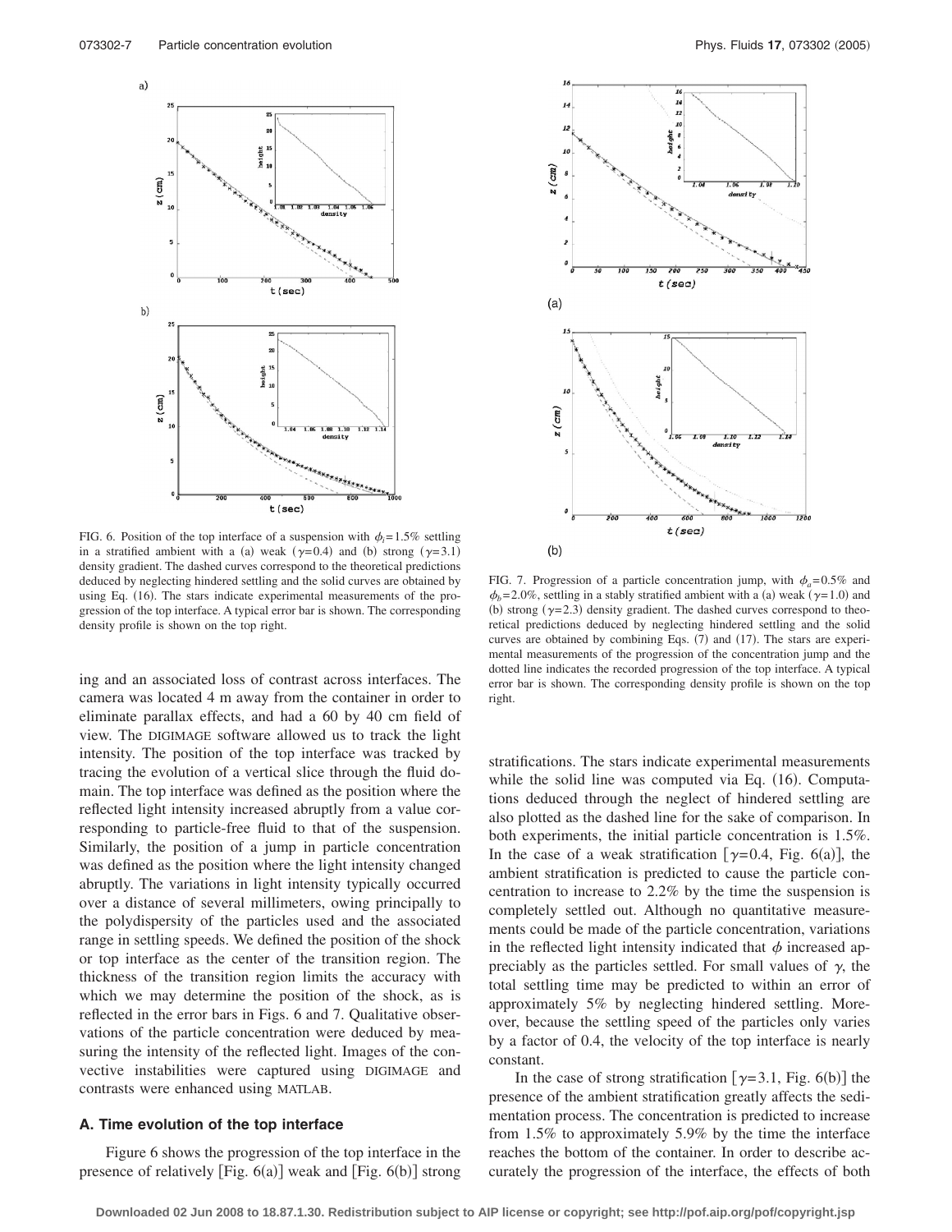FIG. 6. Position of the top interface of a suspension with $\phi_i = 1.5\%$ settling in a stratified ambient with a (a) weak ($\gamma = 0.4$) and (b) strong ($\gamma = 3.1$) density gradient. The dashed curves correspond to the theoretical predictions deduced by neglecting hindered settling and the solid curves are obtained by using Eq. (16). The stars indicate experimental measurements of the progression of the top interface. A typical error bar is shown. The corresponding density profile is shown on the top right.

FIG. 7. Progression of a particle concentration jump, with $\phi_a = 0.5\%$ and $\phi_b = 2.0\%$, settling in a stably stratified ambient with a (a) weak ($\gamma = 1.0$) and (b) strong ($\gamma = 2.3$) density gradient. The dashed curves correspond to theoretical predictions deduced by neglecting hindered settling and the solid curves are obtained by combining Eqs. (7) and (17). The stars are experimental measurements of the progression of the concentration jump and the dotted line indicates the recorded progression of the top interface. A typical error bar is shown. The corresponding density profile is shown on the top right.

ing and an associated loss of contrast across interfaces. The camera was located 4 m away from the container in order to eliminate parallax effects, and had a 60 by 40 cm field of view. The DIGIMAGE software allowed us to track the light intensity. The position of the top interface was tracked by tracing the evolution of a vertical slice through the fluid domain. The top interface was defined as the position where the reflected light intensity increased abruptly from a value corresponding to particle-free fluid to that of the suspension. Similarly, the position of a jump in particle concentration was defined as the position where the light intensity changed abruptly. The variations in light intensity typically occurred over a distance of several millimeters, owing principally to the polydispersity of the particles used and the associated range in settling speeds. We defined the position of the shock or top interface as the center of the transition region. The thickness of the transition region limits the accuracy with which we may determine the position of the shock, as is reflected in the error bars in Figs. 6 and 7. Qualitative observations of the particle concentration were deduced by measuring the intensity of the reflected light. Images of the convective instabilities were captured using DIGIMAGE and contrasts were enhanced using MATLAB.

### A. Time evolution of the top interface

Figure 6 shows the progression of the top interface in the presence of relatively [Fig. 6(a)] weak and [Fig. 6(b)] strong stratifications. The stars indicate experimental measurements while the solid line was computed via Eq. (16). Computations deduced through the neglect of hindered settling are also plotted as the dashed line for the sake of comparison. In both experiments, the initial particle concentration is 1.5%. In the case of a weak stratification [$\gamma = 0.4$, Fig. 6(a)], the ambient stratification is predicted to cause the particle concentration to increase to 2.2% by the time the suspension is completely settled out. Although no quantitative measurements could be made of the particle concentration, variations in the reflected light intensity indicated that $\phi$ increased appreciably as the particles settled. For small values of $\gamma$, the total settling time may be predicted to within an error of approximately 5% by neglecting hindered settling. Moreover, because the settling speed of the particles only varies by a factor of 0.4, the velocity of the top interface is nearly constant.

In the case of strong stratification [$\gamma = 3.1$, Fig. 6(b)] the presence of the ambient stratification greatly affects the sedimentation process. The concentration is predicted to increase from 1.5% to approximately 5.9% by the time the interface reaches the bottom of the container. In order to describe accurately the progression of the interface, the effects of both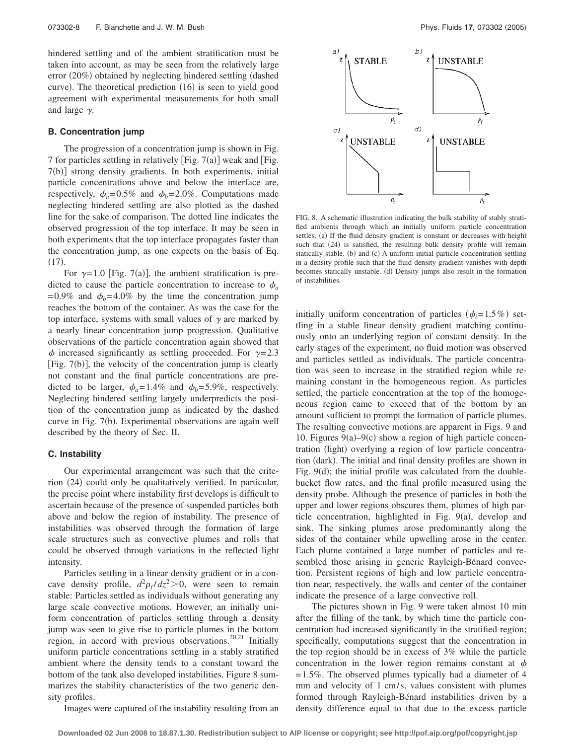hindered settling and of the ambient stratification must be taken into account, as may be seen from the relatively large error (20%) obtained by neglecting hindered settling (dashed curve). The theoretical prediction (16) is seen to yield good agreement with experimental measurements for both small and large $\gamma$.

### B. Concentration jump

The progression of a concentration jump is shown in Fig. 7 for particles settling in relatively [Fig. 7(a)] weak and [Fig. 7(b)] strong density gradients. In both experiments, initial particle concentrations above and below the interface are, respectively, $\phi_a=0.5\%$ and $\phi_b=2.0\%$. Computations made neglecting hindered settling are also plotted as the dashed line for the sake of comparison. The dotted line indicates the observed progression of the top interface. It may be seen in both experiments that the top interface propagates faster than the concentration jump, as one expects on the basis of Eq. (17).

For $\gamma=1.0$ [Fig. 7(a)], the ambient stratification is predicted to cause the particle concentration to increase to $\phi_a=0.9\%$ and $\phi_b=4.0\%$ by the time the concentration jump reaches the bottom of the container. As was the case for the top interface, systems with small values of $\gamma$ are marked by a nearly linear concentration jump progression. Qualitative observations of the particle concentration again showed that $\phi$ increased significantly as settling proceeded. For $\gamma=2.3$ [Fig. 7(b)], the velocity of the concentration jump is clearly not constant and the final particle concentrations are predicted to be larger, $\phi_a=1.4\%$ and $\phi_b=5.9\%$, respectively. Neglecting hindered settling largely underpredicts the position of the concentration jump as indicated by the dashed curve in Fig. 7(b). Experimental observations are again well described by the theory of Sec. II.

### C. Instability

Our experimental arrangement was such that the criterion (24) could only be qualitatively verified. In particular, the precise point where instability first develops is difficult to ascertain because of the presence of suspended particles both above and below the region of instability. The presence of instabilities was observed through the formation of large scale structures such as convective plumes and rolls that could be observed through variations in the reflected light intensity.

Particles settling in a linear density gradient or in a concave density profile, $d^2\rho_f/dz^2>0$, were seen to remain stable: Particles settled as individuals without generating any large scale convective motions. However, an initially uniform concentration of particles settling through a density jump was seen to give rise to particle plumes in the bottom region, in accord with previous observations.[20,21] Initially uniform particle concentrations settling in a stably stratified ambient where the density tends to a constant toward the bottom of the tank also developed instabilities. Figure 8 summarizes the stability characteristics of the two generic density profiles.

Images were captured of the instability resulting from an initially uniform concentration of particles ($\phi_i=1.5\%$) settling in a stable linear density gradient matching continuously onto an underlying region of constant density. In the early stages of the experiment, no fluid motion was observed and particles settled as individuals. The particle concentration was seen to increase in the stratified region while remaining constant in the homogeneous region. As particles settled, the particle concentration at the top of the homogeneous region came to exceed that of the bottom by an amount sufficient to prompt the formation of particle plumes. The resulting convective motions are apparent in Figs. 9 and 10. Figures 9(a)–9(c) show a region of high particle concentration (light) overlying a region of low particle concentration (dark). The initial and final density profiles are shown in Fig. 9(d); the initial profile was calculated from the double-bucket flow rates, and the final profile measured using the density probe. Although the presence of particles in both the upper and lower regions obscures them, plumes of high particle concentration, highlighted in Fig. 9(a), develop and sink. The sinking plumes arose predominantly along the sides of the container while upwelling arose in the center. Each plume contained a large number of particles and resembled those arising in generic Rayleigh-Bénard convection. Persistent regions of high and low particle concentration near, respectively, the walls and center of the container indicate the presence of a large convective roll.

FIG. 8. A schematic illustration indicating the bulk stability of stably stratified ambients through which an initially uniform particle concentration settles. (a) If the fluid density gradient is constant or decreases with height such that (24) is satisfied, the resulting bulk density profile will remain statically stable. (b) and (c) A uniform initial particle concentration settling in a density profile such that the fluid density gradient vanishes with depth becomes statically unstable. (d) Density jumps also result in the formation of instabilities.

The pictures shown in Fig. 9 were taken almost 10 min after the filling of the tank, by which time the particle concentration had increased significantly in the stratified region; specifically, computations suggest that the concentration in the top region should be in excess of 3% while the particle concentration in the lower region remains constant at $\phi=1.5\%$. The observed plumes typically had a diameter of 4 mm and velocity of 1 cm/s, values consistent with plumes formed through Rayleigh-Bénard instabilities driven by a density difference equal to that due to the excess particle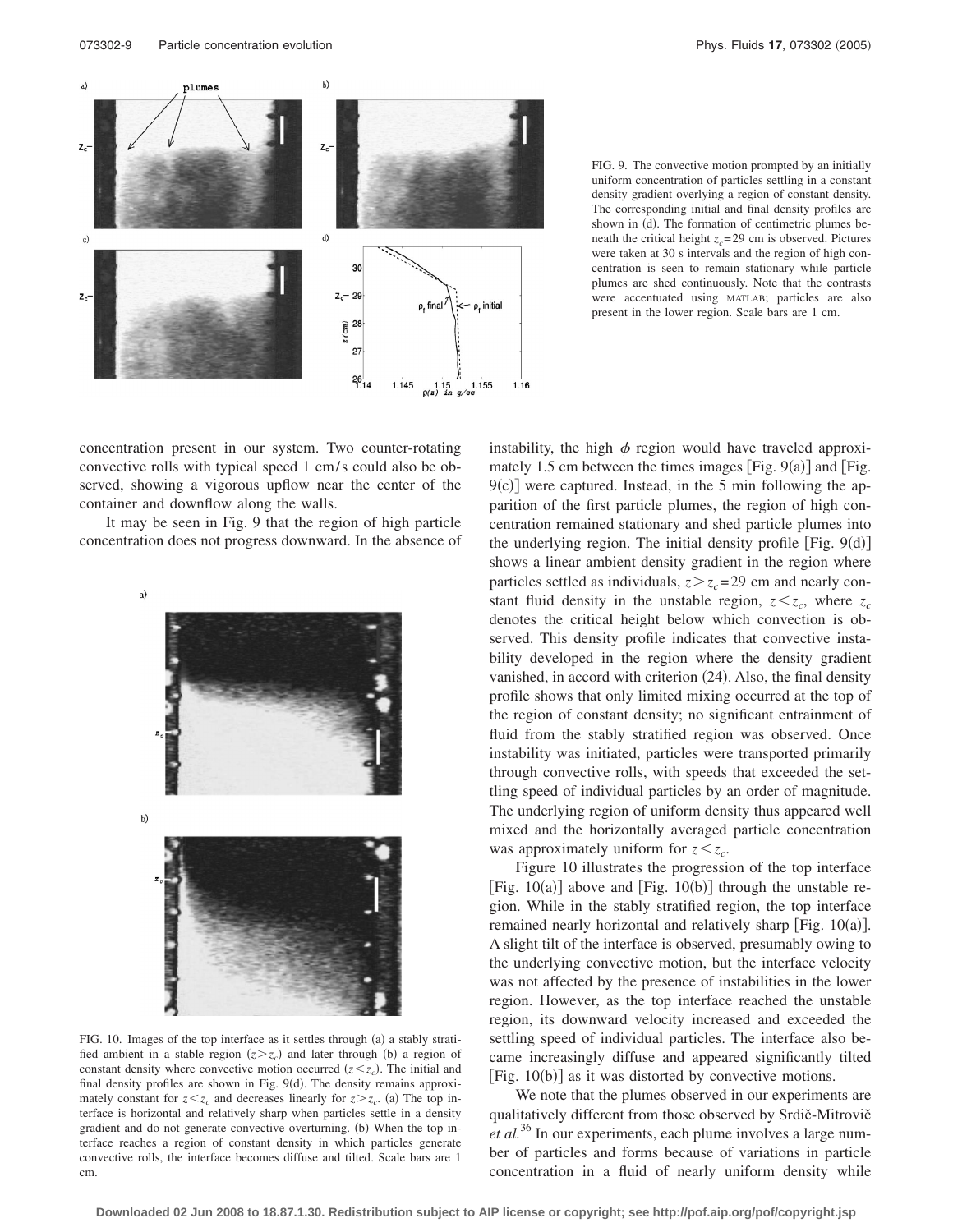FIG. 9. The convective motion prompted by an initially uniform concentration of particles settling in a constant density gradient overlying a region of constant density. The corresponding initial and final density profiles are shown in (d). The formation of centimetric plumes beneath the critical height $z_c=29$ cm is observed. Pictures were taken at 30 s intervals and the region of high concentration is seen to remain stationary while particle plumes are shed continuously. Note that the contrasts were accentuated using MATLAB; particles are also present in the lower region. Scale bars are 1 cm.

concentration present in our system. Two counter-rotating convective rolls with typical speed 1 cm/s could also be observed, showing a vigorous upflow near the center of the container and downflow along the walls.

It may be seen in Fig. 9 that the region of high particle concentration does not progress downward. In the absence of instability, the high $\phi$ region would have traveled approximately 1.5 cm between the times images [Fig. 9(a)] and [Fig. 9(c)] were captured. Instead, in the 5 min following the apparition of the first particle plumes, the region of high concentration remained stationary and shed particle plumes into the underlying region. The initial density profile [Fig. 9(d)] shows a linear ambient density gradient in the region where particles settled as individuals, $z>z_c=29$ cm and nearly constant fluid density in the unstable region, $z<z_c$, where $z_c$ denotes the critical height below which convection is observed. This density profile indicates that convective instability developed in the region where the density gradient vanished, in accord with criterion (24). Also, the final density profile shows that only limited mixing occurred at the top of the region of constant density; no significant entrainment of fluid from the stably stratified region was observed. Once instability was initiated, particles were transported primarily through convective rolls, with speeds that exceeded the settling speed of individual particles by an order of magnitude. The underlying region of uniform density thus appeared well mixed and the horizontally averaged particle concentration was approximately uniform for $z<z_c$.

FIG. 10. Images of the top interface as it settles through (a) a stably stratified ambient in a stable region $(z>z_c)$ and later through (b) a region of constant density where convective motion occurred $(z<z_c)$. The initial and final density profiles are shown in Fig. 9(d). The density remains approximately constant for $z<z_c$ and decreases linearly for $z>z_c$. (a) The top interface is horizontal and relatively sharp when particles settle in a density gradient and do not generate convective overturning. (b) When the top interface reaches a region of constant density in which particles generate convective rolls, the interface becomes diffuse and tilted. Scale bars are 1 cm.

Figure 10 illustrates the progression of the top interface [Fig. 10(a)] above and [Fig. 10(b)] through the unstable region. While in the stably stratified region, the top interface remained nearly horizontal and relatively sharp [Fig. 10(a)]. A slight tilt of the interface is observed, presumably owing to the underlying convective motion, but the interface velocity was not affected by the presence of instabilities in the lower region. However, as the top interface reached the unstable region, its downward velocity increased and exceeded the settling speed of individual particles. The interface also became increasingly diffuse and appeared significantly tilted [Fig. 10(b)] as it was distorted by convective motions.

We note that the plumes observed in our experiments are qualitatively different from those observed by Srdič-Mitrovič *et al.*[36] In our experiments, each plume involves a large number of particles and forms because of variations in particle concentration in a fluid of nearly uniform density while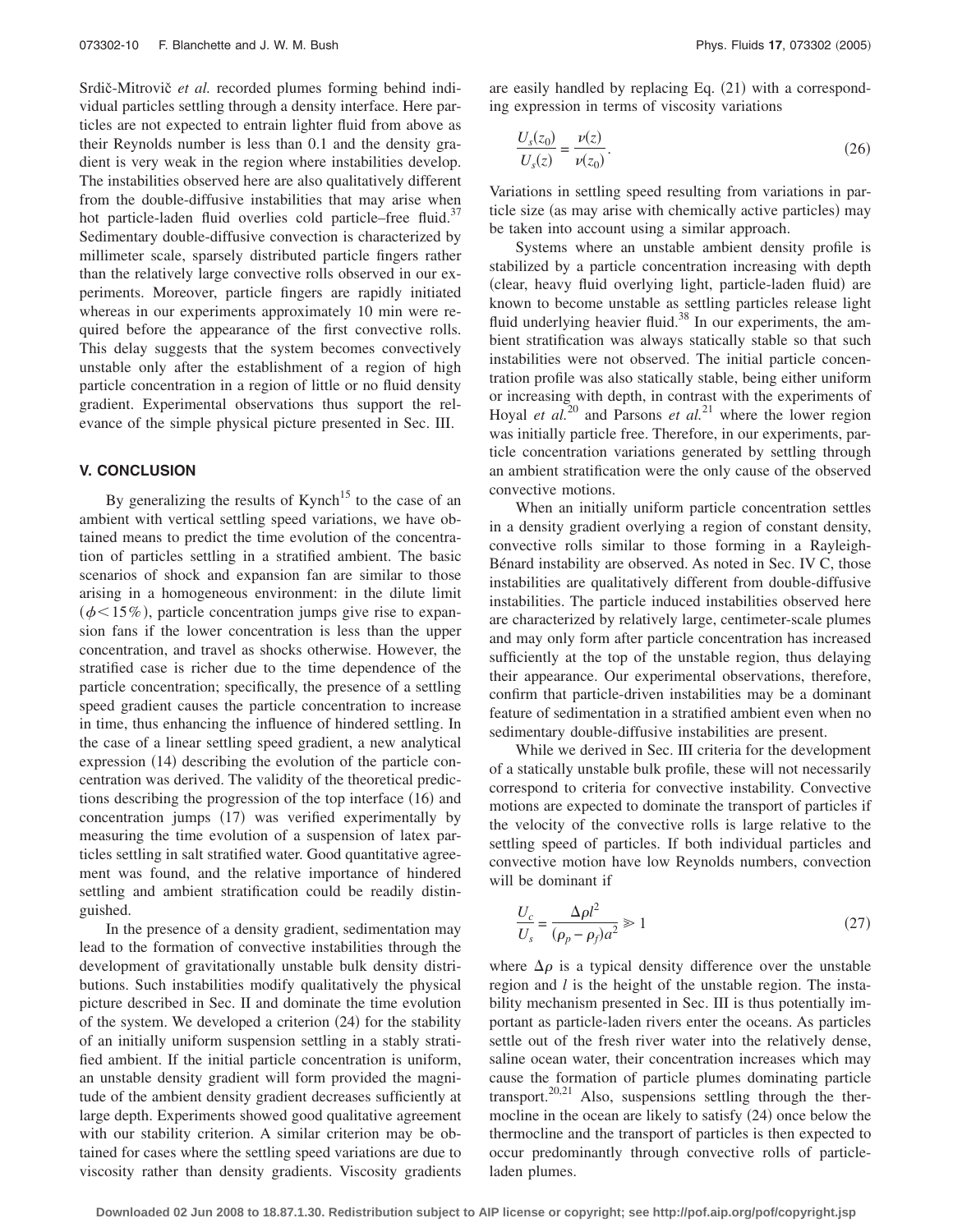Srdič-Mitrovič *et al.* recorded plumes forming behind individual particles settling through a density interface. Here particles are not expected to entrain lighter fluid from above as their Reynolds number is less than 0.1 and the density gradient is very weak in the region where instabilities develop. The instabilities observed here are also qualitatively different from the double-diffusive instabilities that may arise when hot particle-laden fluid overlies cold particle–free fluid.[37] Sedimentary double-diffusive convection is characterized by millimeter scale, sparsely distributed particle fingers rather than the relatively large convective rolls observed in our experiments. Moreover, particle fingers are rapidly initiated whereas in our experiments approximately 10 min were required before the appearance of the first convective rolls. This delay suggests that the system becomes convectively unstable only after the establishment of a region of high particle concentration in a region of little or no fluid density gradient. Experimental observations thus support the relevance of the simple physical picture presented in Sec. III.

## V. CONCLUSION

By generalizing the results of Kynch[15] to the case of an ambient with vertical settling speed variations, we have obtained means to predict the time evolution of the concentration of particles settling in a stratified ambient. The basic scenarios of shock and expansion fan are similar to those arising in a homogeneous environment: in the dilute limit ($\phi < 15\%$), particle concentration jumps give rise to expansion fans if the lower concentration is less than the upper concentration, and travel as shocks otherwise. However, the stratified case is richer due to the time dependence of the particle concentration; specifically, the presence of a settling speed gradient causes the particle concentration to increase in time, thus enhancing the influence of hindered settling. In the case of a linear settling speed gradient, a new analytical expression (14) describing the evolution of the particle concentration was derived. The validity of the theoretical predictions describing the progression of the top interface (16) and concentration jumps (17) was verified experimentally by measuring the time evolution of a suspension of latex particles settling in salt stratified water. Good quantitative agreement was found, and the relative importance of hindered settling and ambient stratification could be readily distinguished.

In the presence of a density gradient, sedimentation may lead to the formation of convective instabilities through the development of gravitationally unstable bulk density distributions. Such instabilities modify qualitatively the physical picture described in Sec. II and dominate the time evolution of the system. We developed a criterion (24) for the stability of an initially uniform suspension settling in a stably stratified ambient. If the initial particle concentration is uniform, an unstable density gradient will form provided the magnitude of the ambient density gradient decreases sufficiently at large depth. Experiments showed good qualitative agreement with our stability criterion. A similar criterion may be obtained for cases where the settling speed variations are due to viscosity rather than density gradients. Viscosity gradients are easily handled by replacing Eq. (21) with a corresponding expression in terms of viscosity variations

$$\frac{U_s(z_0)}{U_s(z)} = \frac{\nu(z)}{\nu(z_0)}. \tag{26}$$

Variations in settling speed resulting from variations in particle size (as may arise with chemically active particles) may be taken into account using a similar approach.

Systems where an unstable ambient density profile is stabilized by a particle concentration increasing with depth (clear, heavy fluid overlying light, particle-laden fluid) are known to become unstable as settling particles release light fluid underlying heavier fluid.[38] In our experiments, the ambient stratification was always statically stable so that such instabilities were not observed. The initial particle concentration profile was also statically stable, being either uniform or increasing with depth, in contrast with the experiments of Hoyal *et al.*[20] and Parsons *et al.*[21] where the lower region was initially particle free. Therefore, in our experiments, particle concentration variations generated by settling through an ambient stratification were the only cause of the observed convective motions.

When an initially uniform particle concentration settles in a density gradient overlying a region of constant density, convective rolls similar to those forming in a Rayleigh-Bénard instability are observed. As noted in Sec. IV C, those instabilities are qualitatively different from double-diffusive instabilities. The particle induced instabilities observed here are characterized by relatively large, centimeter-scale plumes and may only form after particle concentration has increased sufficiently at the top of the unstable region, thus delaying their appearance. Our experimental observations, therefore, confirm that particle-driven instabilities may be a dominant feature of sedimentation in a stratified ambient even when no sedimentary double-diffusive instabilities are present.

While we derived in Sec. III criteria for the development of a statically unstable bulk profile, these will not necessarily correspond to criteria for convective instability. Convective motions are expected to dominate the transport of particles if the velocity of the convective rolls is large relative to the settling speed of particles. If both individual particles and convective motion have low Reynolds numbers, convection will be dominant if

$$\frac{U_c}{U_s} = \frac{\Delta\rho l^2}{(\rho_p - \rho_f)a^2} \gg 1 \tag{27}$$

where $\Delta\rho$ is a typical density difference over the unstable region and $l$ is the height of the unstable region. The instability mechanism presented in Sec. III is thus potentially important as particle-laden rivers enter the oceans. As particles settle out of the fresh river water into the relatively dense, saline ocean water, their concentration increases which may cause the formation of particle plumes dominating particle transport.[20,21] Also, suspensions settling through the thermocline in the ocean are likely to satisfy (24) once below the thermocline and the transport of particles is then expected to occur predominantly through convective rolls of particle-laden plumes.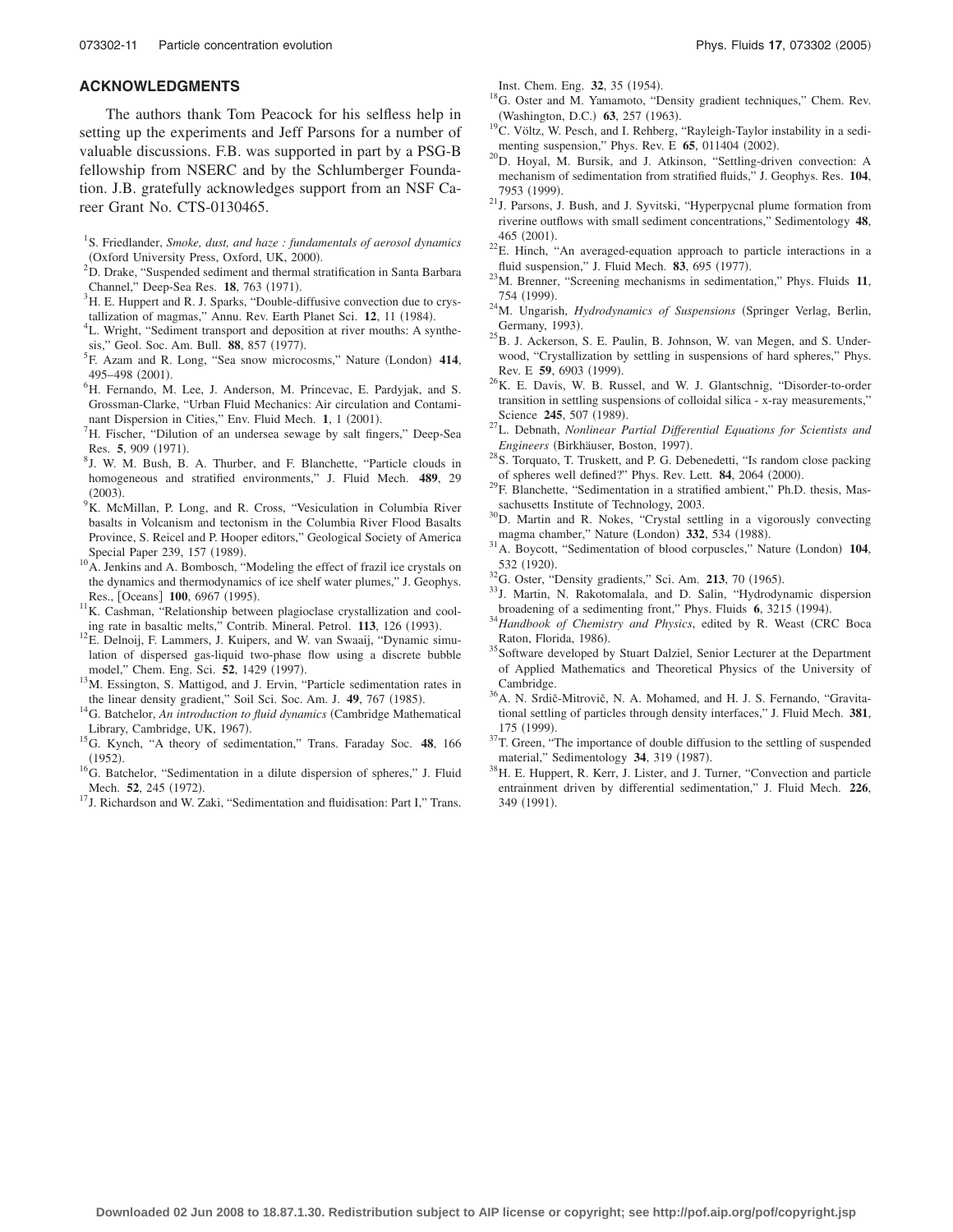## ACKNOWLEDGMENTS

The authors thank Tom Peacock for his selfless help in setting up the experiments and Jeff Parsons for a number of valuable discussions. F.B. was supported in part by a PSG-B fellowship from NSERC and by the Schlumberger Foundation. J.B. gratefully acknowledges support from an NSF Career Grant No. CTS-0130465.

[1] S. Friedlander, *Smoke, dust, and haze : fundamentals of aerosol dynamics* (Oxford University Press, Oxford, UK, 2000).

[2] D. Drake, "Suspended sediment and thermal stratification in Santa Barbara Channel," Deep-Sea Res. **18**, 763 (1971).

[3] H. E. Huppert and R. J. Sparks, "Double-diffusive convection due to crystallization of magmas," Annu. Rev. Earth Planet Sci. **12**, 11 (1984).

[4] L. Wright, "Sediment transport and deposition at river mouths: A synthesis," Geol. Soc. Am. Bull. **88**, 857 (1977).

[5] F. Azam and R. Long, "Sea snow microcosms," Nature (London) **414**, 495–498 (2001).

[6] H. Fernando, M. Lee, J. Anderson, M. Princevac, E. Pardyjak, and S. Grossman-Clarke, "Urban Fluid Mechanics: Air circulation and Contaminant Dispersion in Cities," Env. Fluid Mech. **1**, 1 (2001).

[7] H. Fischer, "Dilution of an undersea sewage by salt fingers," Deep-Sea Res. **5**, 909 (1971).

[8] J. W. M. Bush, B. A. Thurber, and F. Blanchette, "Particle clouds in homogeneous and stratified environments," J. Fluid Mech. **489**, 29 (2003).

[9] K. McMillan, P. Long, and R. Cross, "Vesiculation in Columbia River basalts in Volcanism and tectonism in the Columbia River Flood Basalts Province, S. Reicel and P. Hooper editors," Geological Society of America Special Paper 239, 157 (1989).

[10] A. Jenkins and A. Bombosch, "Modeling the effect of frazil ice crystals on the dynamics and thermodynamics of ice shelf water plumes," J. Geophys. Res., [Oceans] **100**, 6967 (1995).

[11] K. Cashman, "Relationship between plagioclase crystallization and cooling rate in basaltic melts," Contrib. Mineral. Petrol. **113**, 126 (1993).

[12] E. Delnoij, F. Lammers, J. Kuipers, and W. van Swaaij, "Dynamic simulation of dispersed gas-liquid two-phase flow using a discrete bubble model," Chem. Eng. Sci. **52**, 1429 (1997).

[13] M. Essington, S. Mattigod, and J. Ervin, "Particle sedimentation rates in the linear density gradient," Soil Sci. Soc. Am. J. **49**, 767 (1985).

[14] G. Batchelor, *An introduction to fluid dynamics* (Cambridge Mathematical Library, Cambridge, UK, 1967).

[15] G. Kynch, "A theory of sedimentation," Trans. Faraday Soc. **48**, 166 (1952).

[16] G. Batchelor, "Sedimentation in a dilute dispersion of spheres," J. Fluid Mech. **52**, 245 (1972).

[17] J. Richardson and W. Zaki, "Sedimentation and fluidisation: Part I," Trans. Inst. Chem. Eng. **32**, 35 (1954).

[18] G. Oster and M. Yamamoto, "Density gradient techniques," Chem. Rev. (Washington, D.C.) **63**, 257 (1963).

[19] C. Völtz, W. Pesch, and I. Rehberg, "Rayleigh-Taylor instability in a sedimenting suspension," Phys. Rev. E **65**, 011404 (2002).

[20] D. Hoyal, M. Bursik, and J. Atkinson, "Settling-driven convection: A mechanism of sedimentation from stratified fluids," J. Geophys. Res. **104**, 7953 (1999).

[21] J. Parsons, J. Bush, and J. Syvitski, "Hyperpycnal plume formation from riverine outflows with small sediment concentrations," Sedimentology **48**, 465 (2001).

[22] E. Hinch, "An averaged-equation approach to particle interactions in a fluid suspension," J. Fluid Mech. **83**, 695 (1977).

[23] M. Brenner, "Screening mechanisms in sedimentation," Phys. Fluids **11**, 754 (1999).

[24] M. Ungarish, *Hydrodynamics of Suspensions* (Springer Verlag, Berlin, Germany, 1993).

[25] B. J. Ackerson, S. E. Paulin, B. Johnson, W. van Megen, and S. Underwood, "Crystallization by settling in suspensions of hard spheres," Phys. Rev. E **59**, 6903 (1999).

[26] K. E. Davis, W. B. Russel, and W. J. Glantschnig, "Disorder-to-order transition in settling suspensions of colloidal silica - x-ray measurements," Science **245**, 507 (1989).

[27] L. Debnath, *Nonlinear Partial Differential Equations for Scientists and Engineers* (Birkhäuser, Boston, 1997).

[28] S. Torquato, T. Truskett, and P. G. Debenedetti, "Is random close packing of spheres well defined?" Phys. Rev. Lett. **84**, 2064 (2000).

[29] F. Blanchette, "Sedimentation in a stratified ambient," Ph.D. thesis, Massachusetts Institute of Technology, 2003.

[30] D. Martin and R. Nokes, "Crystal settling in a vigorously convecting magma chamber," Nature (London) **332**, 534 (1988).

[31] A. Boycott, "Sedimentation of blood corpuscles," Nature (London) **104**, 532 (1920).

[32] G. Oster, "Density gradients," Sci. Am. **213**, 70 (1965).

[33] J. Martin, N. Rakotomalala, and D. Salin, "Hydrodynamic dispersion broadening of a sedimenting front," Phys. Fluids **6**, 3215 (1994).

[34] *Handbook of Chemistry and Physics*, edited by R. Weast (CRC Boca Raton, Florida, 1986).

[35] Software developed by Stuart Dalziel, Senior Lecturer at the Department of Applied Mathematics and Theoretical Physics of the University of Cambridge.

[36] A. N. Srdič-Mitrovič, N. A. Mohamed, and H. J. S. Fernando, "Gravitational settling of particles through density interfaces," J. Fluid Mech. **381**, 175 (1999).

[37] T. Green, "The importance of double diffusion to the settling of suspended material," Sedimentology **34**, 319 (1987).

[38] H. E. Huppert, R. Kerr, J. Lister, and J. Turner, "Convection and particle entrainment driven by differential sedimentation," J. Fluid Mech. **226**, 349 (1991).